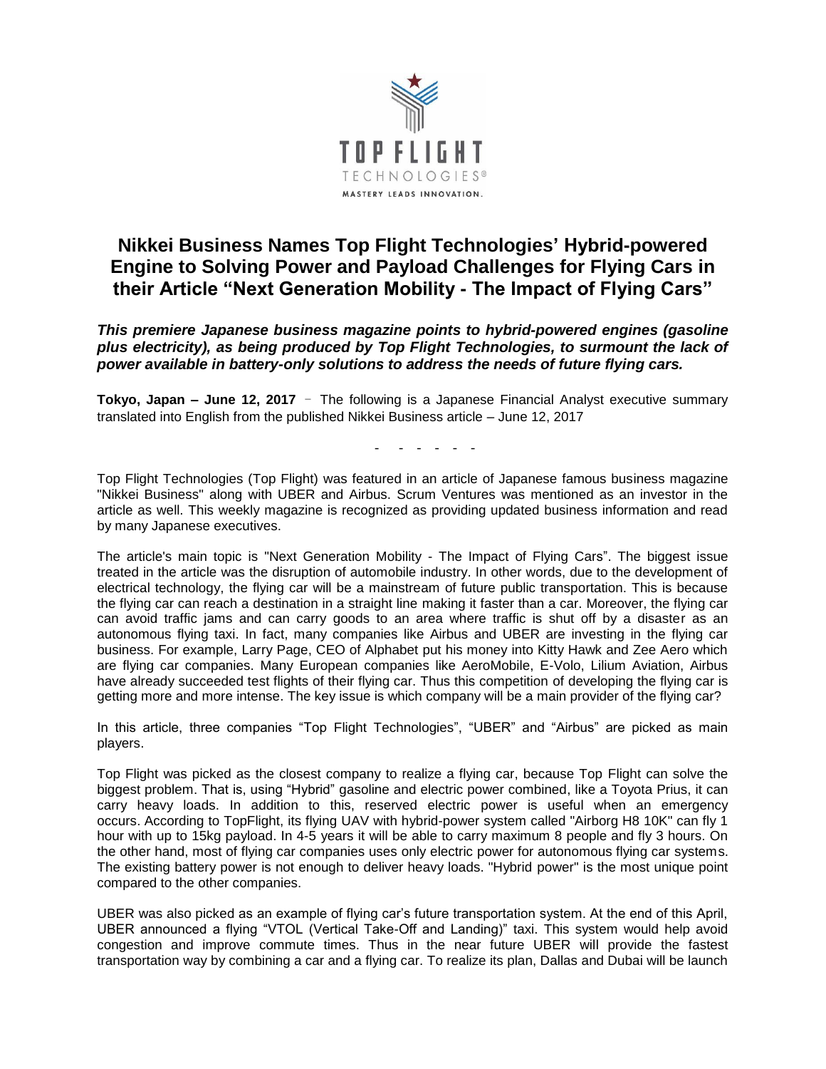TOP FLIGHT

TECHNOLOGIES®

MASTERY LEADS INNOVATION.

# Nikkei Business Names Top Flight Technologies' Hybrid-powered Engine to Solving Power and Payload Challenges for Flying Cars in their Article "Next Generation Mobility - The Impact of Flying Cars"

***This premiere Japanese business magazine points to hybrid-powered engines (gasoline plus electricity), as being produced by Top Flight Technologies, to surmount the lack of power available in battery-only solutions to address the needs of future flying cars.***

**Tokyo, Japan – June 12, 2017** – The following is a Japanese Financial Analyst executive summary translated into English from the published Nikkei Business article – June 12, 2017

\- - - - - -

Top Flight Technologies (Top Flight) was featured in an article of Japanese famous business magazine "Nikkei Business" along with UBER and Airbus. Scrum Ventures was mentioned as an investor in the article as well. This weekly magazine is recognized as providing updated business information and read by many Japanese executives.

The article's main topic is "Next Generation Mobility - The Impact of Flying Cars". The biggest issue treated in the article was the disruption of automobile industry. In other words, due to the development of electrical technology, the flying car will be a mainstream of future public transportation. This is because the flying car can reach a destination in a straight line making it faster than a car. Moreover, the flying car can avoid traffic jams and can carry goods to an area where traffic is shut off by a disaster as an autonomous flying taxi. In fact, many companies like Airbus and UBER are investing in the flying car business. For example, Larry Page, CEO of Alphabet put his money into Kitty Hawk and Zee Aero which are flying car companies. Many European companies like AeroMobile, E-Volo, Lilium Aviation, Airbus have already succeeded test flights of their flying car. Thus this competition of developing the flying car is getting more and more intense. The key issue is which company will be a main provider of the flying car?

In this article, three companies "Top Flight Technologies", "UBER" and "Airbus" are picked as main players.

Top Flight was picked as the closest company to realize a flying car, because Top Flight can solve the biggest problem. That is, using "Hybrid" gasoline and electric power combined, like a Toyota Prius, it can carry heavy loads. In addition to this, reserved electric power is useful when an emergency occurs. According to TopFlight, its flying UAV with hybrid-power system called "Airborg H8 10K" can fly 1 hour with up to 15kg payload. In 4-5 years it will be able to carry maximum 8 people and fly 3 hours. On the other hand, most of flying car companies uses only electric power for autonomous flying car systems. The existing battery power is not enough to deliver heavy loads. "Hybrid power" is the most unique point compared to the other companies.

UBER was also picked as an example of flying car's future transportation system. At the end of this April, UBER announced a flying "VTOL (Vertical Take-Off and Landing)" taxi. This system would help avoid congestion and improve commute times. Thus in the near future UBER will provide the fastest transportation way by combining a car and a flying car. To realize its plan, Dallas and Dubai will be launch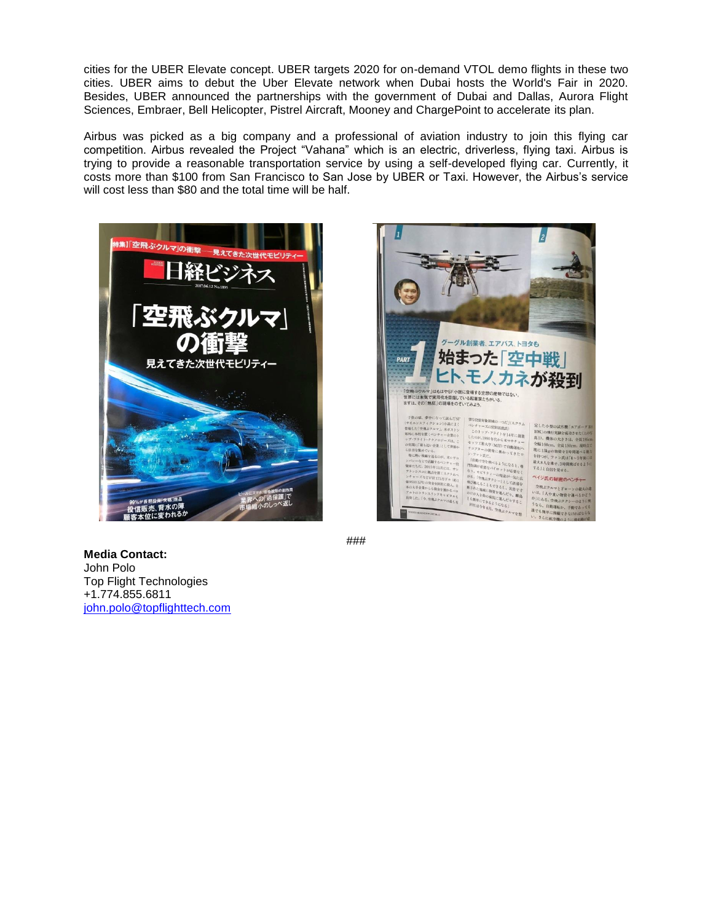cities for the UBER Elevate concept. UBER targets 2020 for on-demand VTOL demo flights in these two cities. UBER aims to debut the Uber Elevate network when Dubai hosts the World's Fair in 2020. Besides, UBER announced the partnerships with the government of Dubai and Dallas, Aurora Flight Sciences, Embraer, Bell Helicopter, Pistrel Aircraft, Mooney and ChargePoint to accelerate its plan.

Airbus was picked as a big company and a professional of aviation industry to join this flying car competition. Airbus revealed the Project "Vahana" which is an electric, driverless, flying taxi. Airbus is trying to provide a reasonable transportation service by using a self-developed flying car. Currently, it costs more than $100 from San Francisco to San Jose by UBER or Taxi. However, the Airbus's service will cost less than $80 and the total time will be half.

###

**Media Contact:**
John Polo
Top Flight Technologies
+1.774.855.6811
[john.polo@topflighttech.com](mailto:john.polo@topflighttech.com)